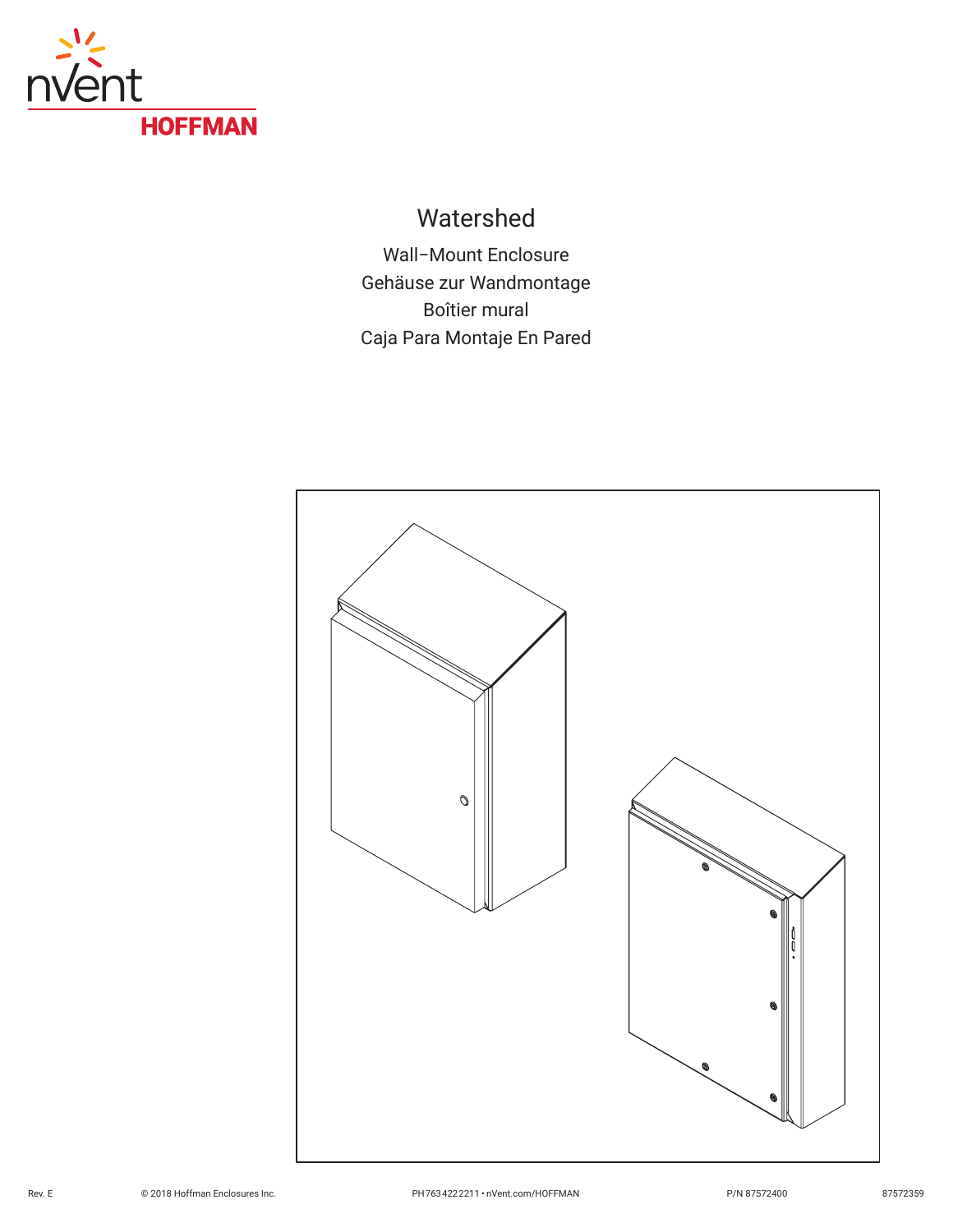# Watershed

Wall-Mount Enclosure
Gehäuse zur Wandmontage
Boîtier mural
Caja Para Montaje En Pared

Rev. E © 2018 Hoffman Enclosures Inc. PH 763 422 2211 • nVent.com/HOFFMAN P/N 87572400 87572359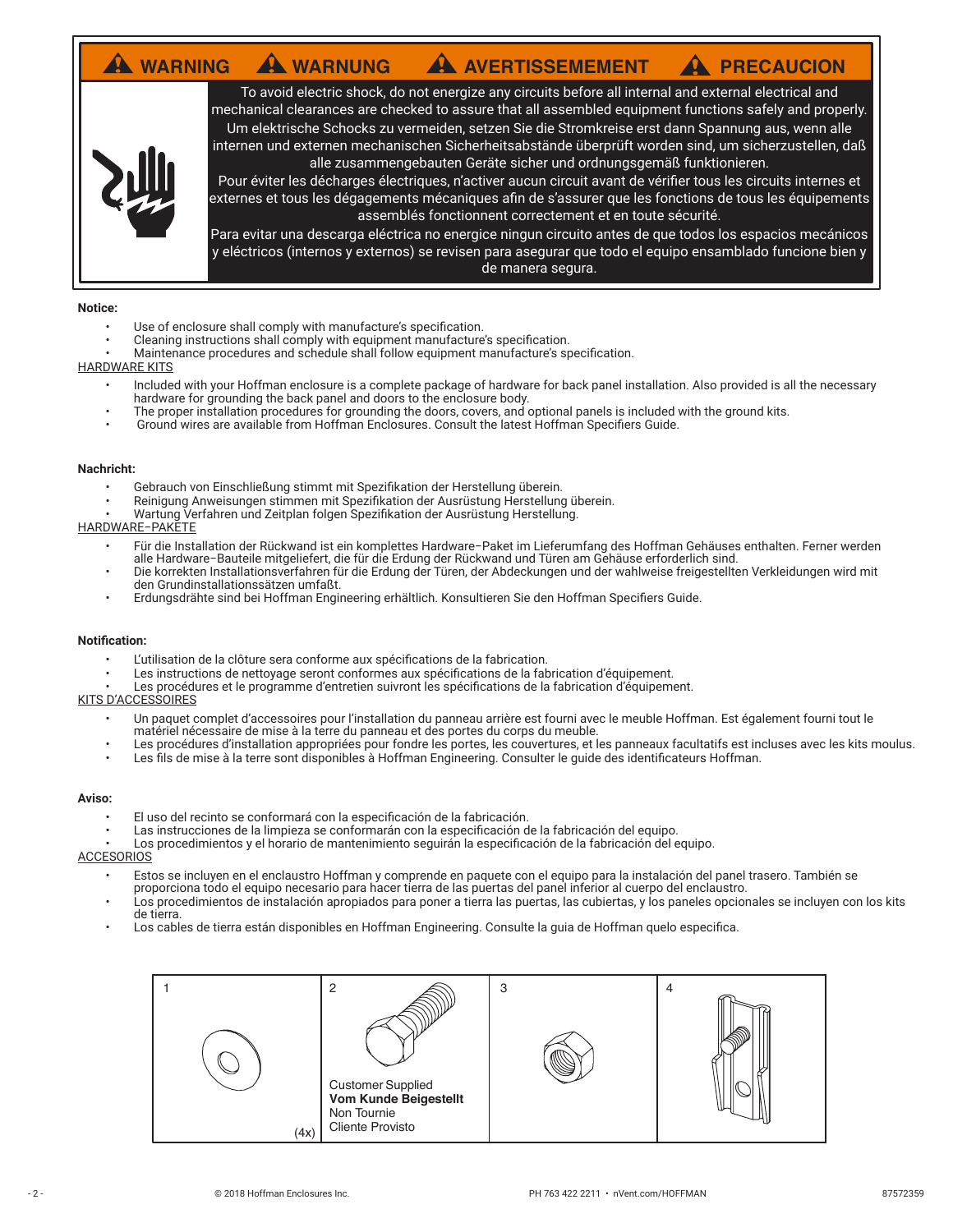**⚠ WARNING ⚠ WARNUNG ⚠ AVERTISSEMENT ⚠ PRECAUCION**

To avoid electric shock, do not energize any circuits before all internal and external electrical and mechanical clearances are checked to assure that all assembled equipment functions safely and properly.

Um elektrische Schocks zu vermeiden, setzen Sie die Stromkreise erst dann Spannung aus, wenn alle internen und externen mechanischen Sicherheitsabstände überprüft worden sind, um sicherzustellen, daß alle zusammengebauten Geräte sicher und ordnungsgemäß funktionieren.

Pour éviter les décharges électriques, n'activer aucun circuit avant de vérifier tous les circuits internes et externes et tous les dégagements mécaniques afin de s'assurer que les fonctions de tous les équipements assemblés fonctionnent correctement et en toute sécurité.

Para evitar una descarga eléctrica no energice ningun circuito antes de que todos los espacios mecánicos y eléctricos (internos y externos) se revisen para asegurar que todo el equipo ensamblado funcione bien y de manera segura.

**Notice:**

- Use of enclosure shall comply with manufacture's specification.
- Cleaning instructions shall comply with equipment manufacture's specification.
- Maintenance procedures and schedule shall follow equipment manufacture's specification.

HARDWARE KITS

- Included with your Hoffman enclosure is a complete package of hardware for back panel installation. Also provided is all the necessary hardware for grounding the back panel and doors to the enclosure body.
- The proper installation procedures for grounding the doors, covers, and optional panels is included with the ground kits.
- Ground wires are available from Hoffman Enclosures. Consult the latest Hoffman Specifiers Guide.

**Nachricht:**

- Gebrauch von Einschließung stimmt mit Spezifikation der Herstellung überein.
- Reinigung Anweisungen stimmen mit Spezifikation der Ausrüstung Herstellung überein.
- Wartung Verfahren und Zeitplan folgen Spezifikation der Ausrüstung Herstellung.

HARDWARE–PAKETE

- Für die Installation der Rückwand ist ein komplettes Hardware–Paket im Lieferumfang des Hoffman Gehäuses enthalten. Ferner werden alle Hardware–Bauteile mitgeliefert, die für die Erdung der Rückwand und Türen am Gehäuse erforderlich sind.
- Die korrekten Installationsverfahren für die Erdung der Türen, der Abdeckungen und der wahlweise freigestellten Verkleidungen wird mit den Grundinstallationssätzen umfaßt.
- Erdungsdrähte sind bei Hoffman Engineering erhältlich. Konsultieren Sie den Hoffman Specifiers Guide.

**Notification:**

- L'utilisation de la clôture sera conforme aux spécifications de la fabrication.
- Les instructions de nettoyage seront conformes aux spécifications de la fabrication d'équipement.
- Les procédures et le programme d'entretien suivront les spécifications de la fabrication d'équipement.

KITS D'ACCESSOIRES

- Un paquet complet d'accessoires pour l'installation du panneau arrière est fourni avec le meuble Hoffman. Est également fourni tout le matériel nécessaire de mise à la terre du panneau et des portes du corps du meuble.
- Les procédures d'installation appropriées pour fondre les portes, les couvertures, et les panneaux facultatifs est incluses avec les kits moulus.
- Les fils de mise à la terre sont disponibles à Hoffman Engineering. Consulter le guide des identificateurs Hoffman.

**Aviso:**

- El uso del recinto se conformará con la especificación de la fabricación.
- Las instrucciones de la limpieza se conformarán con la especificación de la fabricación del equipo.
- Los procedimientos y el horario de mantenimiento seguirán la especificación de la fabricación del equipo.

ACCESORIOS

- Estos se incluyen en el enclaustro Hoffman y comprende en paquete con el equipo para la instalación del panel trasero. También se proporciona todo el equipo necesario para hacer tierra de las puertas del panel inferior al cuerpo del enclaustro.
- Los procedimientos de instalación apropiados para poner a tierra las puertas, las cubiertas, y los paneles opcionales se incluyen con los kits de tierra.
- Los cables de tierra están disponibles en Hoffman Engineering. Consulte la guia de Hoffman quelo especifica.

| | | | |
|---|---|---|---|
| 1 (4x) | 2 Customer Supplied **Vom Kunde Beigestellt** Non Tournie Cliente Provisto | 3 | 4 |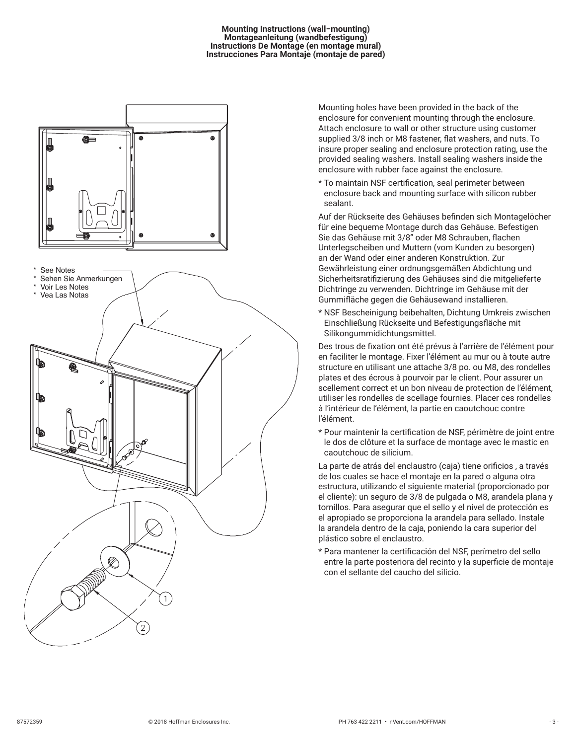# Mounting Instructions (wall–mounting)
# Montageanleitung (wandbefestigung)
# Instructions De Montage (en montage mural)
# Instrucciones Para Montaje (montaje de pared)

\* See Notes
\* Sehen Sie Anmerkungen
\* Voir Les Notes
\* Vea Las Notas

1

2

Mounting holes have been provided in the back of the enclosure for convenient mounting through the enclosure. Attach enclosure to wall or other structure using customer supplied 3/8 inch or M8 fastener, flat washers, and nuts. To insure proper sealing and enclosure protection rating, use the provided sealing washers. Install sealing washers inside the enclosure with rubber face against the enclosure.

\* To maintain NSF certification, seal perimeter between enclosure back and mounting surface with silicon rubber sealant.

Auf der Rückseite des Gehäuses befinden sich Montagelöcher für eine bequeme Montage durch das Gehäuse. Befestigen Sie das Gehäuse mit 3/8" oder M8 Schrauben, flachen Unterlegscheiben und Muttern (vom Kunden zu besorgen) an der Wand oder einer anderen Konstruktion. Zur Gewährleistung einer ordnungsgemäßen Abdichtung und Sicherheitsratifizierung des Gehäuses sind die mitgelieferte Dichtringe zu verwenden. Dichtringe im Gehäuse mit der Gummifläche gegen die Gehäusewand installieren.

\* NSF Bescheinigung beibehalten, Dichtung Umkreis zwischen Einschließung Rückseite und Befestigungsfläche mit Silikongummidichtungsmittel.

Des trous de fixation ont été prévus à l'arrière de l'élément pour en faciliter le montage. Fixer l'élément au mur ou à toute autre structure en utilisant une attache 3/8 po. ou M8, des rondelles plates et des écrous à pourvoir par le client. Pour assurer un scellement correct et un bon niveau de protection de l'élément, utiliser les rondelles de scellage fournies. Placer ces rondelles à l'intérieur de l'élément, la partie en caoutchouc contre l'élément.

\* Pour maintenir la certification de NSF, périmètre de joint entre le dos de clôture et la surface de montage avec le mastic en caoutchouc de silicium.

La parte de atrás del enclaustro (caja) tiene orificios , a través de los cuales se hace el montaje en la pared o alguna otra estructura, utilizando el siguiente material (proporcionado por el cliente): un seguro de 3/8 de pulgada o M8, arandela plana y tornillos. Para asegurar que el sello y el nivel de protección es el apropiado se proporciona la arandela para sellado. Instale la arandela dentro de la caja, poniendo la cara superior del plástico sobre el enclaustro.

\* Para mantener la certificación del NSF, perímetro del sello entre la parte posteriora del recinto y la superficie de montaje con el sellante del caucho del silicio.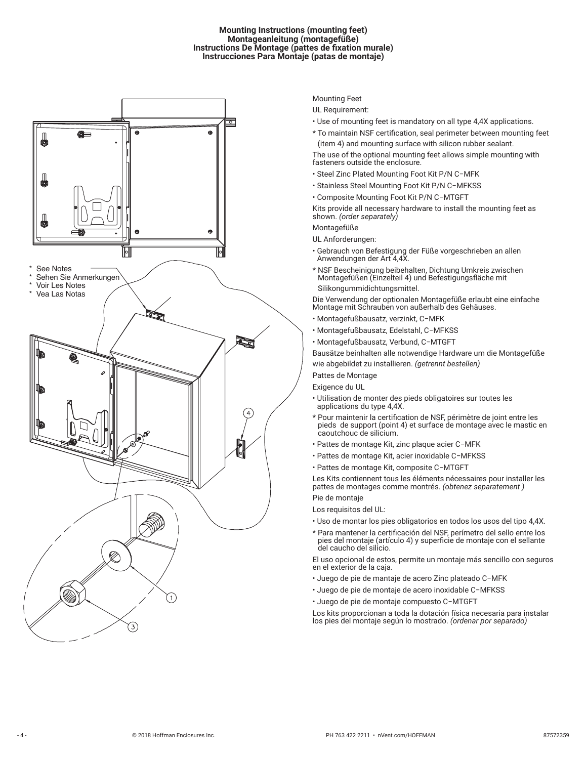# Mounting Instructions (mounting feet)
# Montageanleitung (montagefüße)
# Instructions De Montage (pattes de fixation murale)
# Instrucciones Para Montaje (patas de montaje)

\* See Notes
\* Sehen Sie Anmerkungen
\* Voir Les Notes
\* Vea Las Notas

4

1

3

Mounting Feet

UL Requirement:

- Use of mounting feet is mandatory on all type 4,4X applications.

\* To maintain NSF certification, seal perimeter between mounting feet (item 4) and mounting surface with silicon rubber sealant.

The use of the optional mounting feet allows simple mounting with fasteners outside the enclosure.

- Steel Zinc Plated Mounting Foot Kit P/N C–MFK
- Stainless Steel Mounting Foot Kit P/N C–MFKSS
- Composite Mounting Foot Kit P/N C–MTGFT

Kits provide all necessary hardware to install the mounting feet as shown. *(order separately)*

Montagefüße

UL Anforderungen:

- Gebrauch von Befestigung der Füße vorgeschrieben an allen Anwendungen der Art 4,4X.

\* NSF Bescheinigung beibehalten, Dichtung Umkreis zwischen Montagefüßen (Einzelteil 4) und Befestigungsfläche mit Silikongummidichtungsmittel.

Die Verwendung der optionalen Montagefüße erlaubt eine einfache Montage mit Schrauben von außerhalb des Gehäuses.

- Montagefußbausatz, verzinkt, C–MFK
- Montagefußbausatz, Edelstahl, C–MFKSS
- Montagefußbausatz, Verbund, C–MTGFT

Bausätze beinhalten alle notwendige Hardware um die Montagefüße wie abgebildet zu installieren. *(getrennt bestellen)*

Pattes de Montage

Exigence du UL

- Utilisation de monter des pieds obligatoires sur toutes les applications du type 4,4X.

\* Pour maintenir la certification de NSF, périmètre de joint entre les pieds de support (point 4) et surface de montage avec le mastic en caoutchouc de silicium.

- Pattes de montage Kit, zinc plaque acier C–MFK
- Pattes de montage Kit, acier inoxidable C–MFKSS
- Pattes de montage Kit, composite C–MTGFT

Les Kits contiennent tous les éléments nécessaires pour installer les pattes de montages comme montrés. *(obtenez separatement )*

Pie de montaje

Los requisitos del UL:

- Uso de montar los pies obligatorios en todos los usos del tipo 4,4X.

\* Para mantener la certificación del NSF, perímetro del sello entre los pies del montaje (artículo 4) y superficie de montaje con el sellante del caucho del silicio.

El uso opcional de estos, permite un montaje más sencillo con seguros en el exterior de la caja.

- Juego de pie de mantaje de acero Zinc plateado C–MFK
- Juego de pie de montaje de acero inoxidable C–MFKSS
- Juego de pie de montaje compuesto C–MTGFT

Los kits proporcionan a toda la dotación física necesaria para instalar los pies del montaje según lo mostrado. *(ordenar por separado)*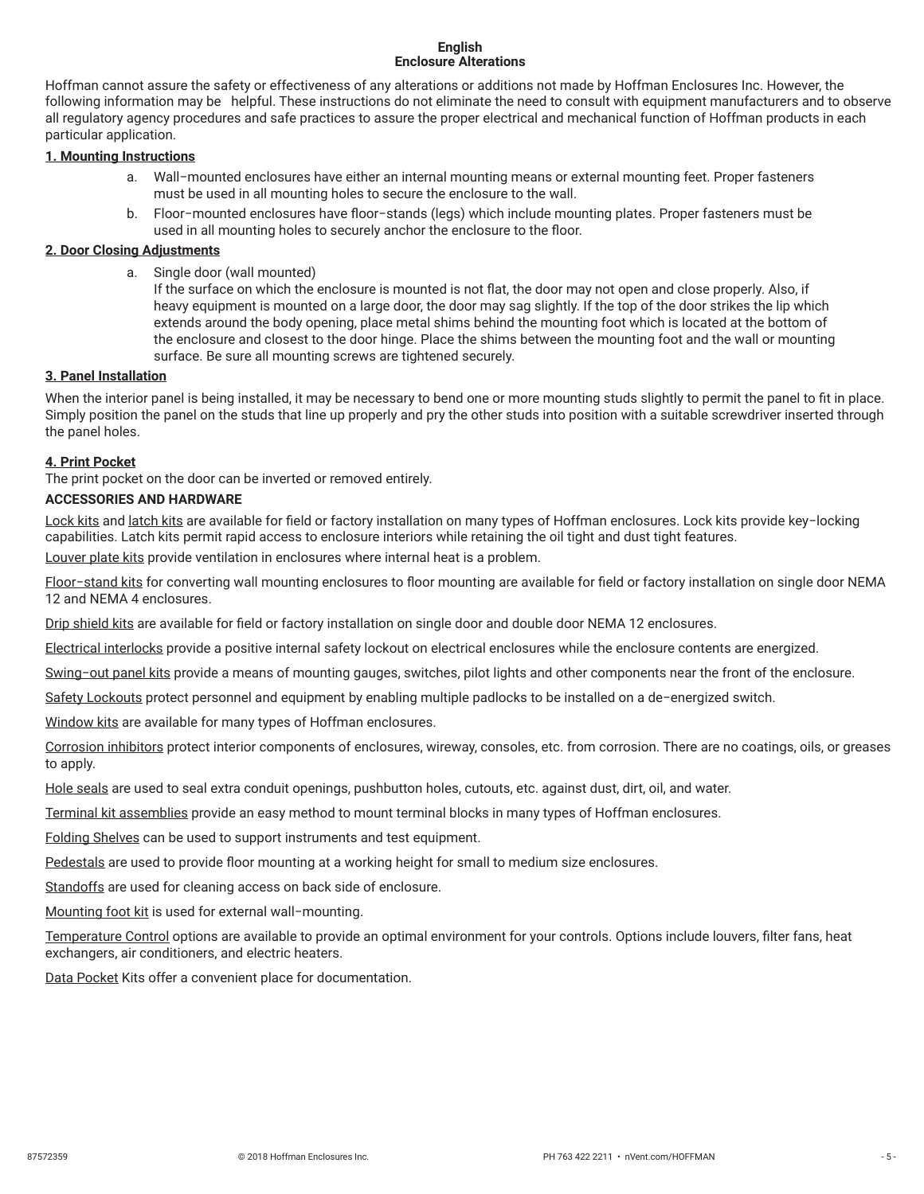**English**

# Enclosure Alterations

Hoffman cannot assure the safety or effectiveness of any alterations or additions not made by Hoffman Enclosures Inc. However, the following information may be helpful. These instructions do not eliminate the need to consult with equipment manufacturers and to observe all regulatory agency procedures and safe practices to assure the proper electrical and mechanical function of Hoffman products in each particular application.

## 1. Mounting Instructions

a. Wall–mounted enclosures have either an internal mounting means or external mounting feet. Proper fasteners must be used in all mounting holes to secure the enclosure to the wall.

b. Floor–mounted enclosures have floor–stands (legs) which include mounting plates. Proper fasteners must be used in all mounting holes to securely anchor the enclosure to the floor.

## 2. Door Closing Adjustments

a. Single door (wall mounted)
If the surface on which the enclosure is mounted is not flat, the door may not open and close properly. Also, if heavy equipment is mounted on a large door, the door may sag slightly. If the top of the door strikes the lip which extends around the body opening, place metal shims behind the mounting foot which is located at the bottom of the enclosure and closest to the door hinge. Place the shims between the mounting foot and the wall or mounting surface. Be sure all mounting screws are tightened securely.

## 3. Panel Installation

When the interior panel is being installed, it may be necessary to bend one or more mounting studs slightly to permit the panel to fit in place. Simply position the panel on the studs that line up properly and pry the other studs into position with a suitable screwdriver inserted through the panel holes.

## 4. Print Pocket

The print pocket on the door can be inverted or removed entirely.

**ACCESSORIES AND HARDWARE**

Lock kits and latch kits are available for field or factory installation on many types of Hoffman enclosures. Lock kits provide key–locking capabilities. Latch kits permit rapid access to enclosure interiors while retaining the oil tight and dust tight features.

Louver plate kits provide ventilation in enclosures where internal heat is a problem.

Floor–stand kits for converting wall mounting enclosures to floor mounting are available for field or factory installation on single door NEMA 12 and NEMA 4 enclosures.

Drip shield kits are available for field or factory installation on single door and double door NEMA 12 enclosures.

Electrical interlocks provide a positive internal safety lockout on electrical enclosures while the enclosure contents are energized.

Swing–out panel kits provide a means of mounting gauges, switches, pilot lights and other components near the front of the enclosure.

Safety Lockouts protect personnel and equipment by enabling multiple padlocks to be installed on a de–energized switch.

Window kits are available for many types of Hoffman enclosures.

Corrosion inhibitors protect interior components of enclosures, wireway, consoles, etc. from corrosion. There are no coatings, oils, or greases to apply.

Hole seals are used to seal extra conduit openings, pushbutton holes, cutouts, etc. against dust, dirt, oil, and water.

Terminal kit assemblies provide an easy method to mount terminal blocks in many types of Hoffman enclosures.

Folding Shelves can be used to support instruments and test equipment.

Pedestals are used to provide floor mounting at a working height for small to medium size enclosures.

Standoffs are used for cleaning access on back side of enclosure.

Mounting foot kit is used for external wall–mounting.

Temperature Control options are available to provide an optimal environment for your controls. Options include louvers, filter fans, heat exchangers, air conditioners, and electric heaters.

Data Pocket Kits offer a convenient place for documentation.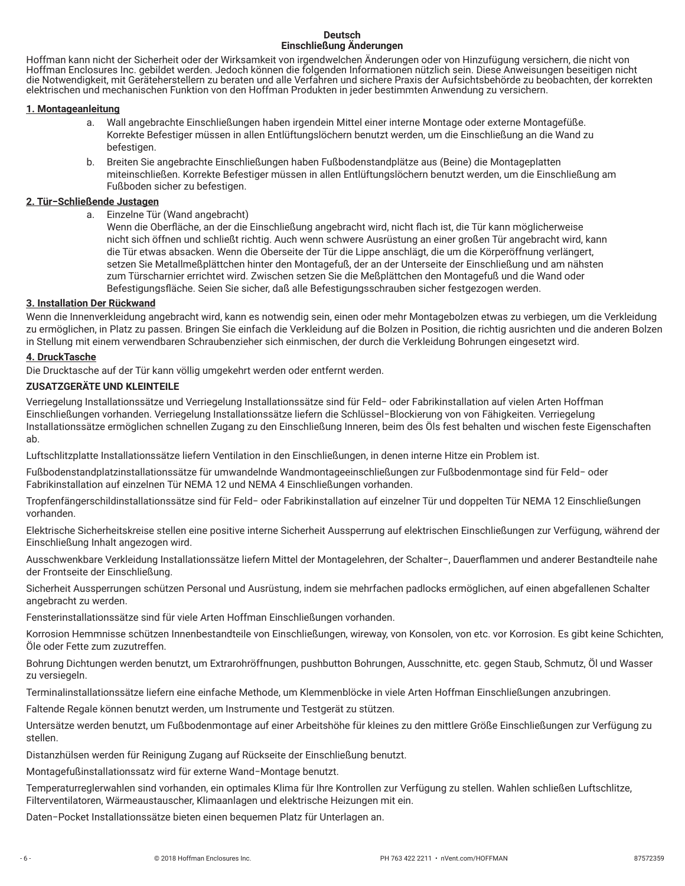**Deutsch**
**Einschließung Änderungen**

Hoffman kann nicht der Sicherheit oder der Wirksamkeit von irgendwelchen Änderungen oder von Hinzufügung versichern, die nicht von Hoffman Enclosures Inc. gebildet werden. Jedoch können die folgenden Informationen nützlich sein. Diese Anweisungen beseitigen nicht die Notwendigkeit, mit Geräteherstellern zu beraten und alle Verfahren und sichere Praxis der Aufsichtsbehörde zu beobachten, der korrekten elektrischen und mechanischen Funktion von den Hoffman Produkten in jeder bestimmten Anwendung zu versichern.

**1. Montageanleitung**

a. Wall angebrachte Einschließungen haben irgendein Mittel einer interne Montage oder externe Montagefüße. Korrekte Befestiger müssen in allen Entlüftungslöchern benutzt werden, um die Einschließung an die Wand zu befestigen.

b. Breiten Sie angebrachte Einschließungen haben Fußbodenstandplätze aus (Beine) die Montageplatten miteinschließen. Korrekte Befestiger müssen in allen Entlüftungslöchern benutzt werden, um die Einschließung am Fußboden sicher zu befestigen.

**2. Tür–Schließende Justagen**

a. Einzelne Tür (Wand angebracht)
Wenn die Oberfläche, an der die Einschließung angebracht wird, nicht flach ist, die Tür kann möglicherweise nicht sich öffnen und schließt richtig. Auch wenn schwere Ausrüstung an einer großen Tür angebracht wird, kann die Tür etwas absacken. Wenn die Oberseite der Tür die Lippe anschlägt, die um die Körperöffnung verlängert, setzen Sie Metallmeßplättchen hinter den Montagefuß, der an der Unterseite der Einschließung und am nähsten zum Türscharnier errichtet wird. Zwischen setzen Sie die Meßplättchen den Montagefuß und die Wand oder Befestigungsfläche. Seien Sie sicher, daß alle Befestigungsschrauben sicher festgezogen werden.

**3. Installation Der Rückwand**

Wenn die Innenverkleidung angebracht wird, kann es notwendig sein, einen oder mehr Montagebolzen etwas zu verbiegen, um die Verkleidung zu ermöglichen, in Platz zu passen. Bringen Sie einfach die Verkleidung auf die Bolzen in Position, die richtig ausrichten und die anderen Bolzen in Stellung mit einem verwendbaren Schraubenzieher sich einmischen, der durch die Verkleidung Bohrungen eingesetzt wird.

**4. DruckTasche**

Die Drucktasche auf der Tür kann völlig umgekehrt werden oder entfernt werden.

**ZUSATZGERÄTE UND KLEINTEILE**

Verriegelung Installationssätze und Verriegelung Installationssätze sind für Feld– oder Fabrikinstallation auf vielen Arten Hoffman Einschließungen vorhanden. Verriegelung Installationssätze liefern die Schlüssel–Blockierung von von Fähigkeiten. Verriegelung Installationssätze ermöglichen schnellen Zugang zu den Einschließung Inneren, beim des Öls fest behalten und wischen feste Eigenschaften ab.

Luftschlitzplatte Installationssätze liefern Ventilation in den Einschließungen, in denen interne Hitze ein Problem ist.

Fußbodenstandplatzinstallationssätze für umwandelnde Wandmontageeinschließungen zur Fußbodenmontage sind für Feld– oder Fabrikinstallation auf einzelnen Tür NEMA 12 und NEMA 4 Einschließungen vorhanden.

Tropfenfängerschildinstallationssätze sind für Feld– oder Fabrikinstallation auf einzelner Tür und doppelten Tür NEMA 12 Einschließungen vorhanden.

Elektrische Sicherheitskreise stellen eine positive interne Sicherheit Aussperrung auf elektrischen Einschließungen zur Verfügung, während der Einschließung Inhalt angezogen wird.

Ausschwenkbare Verkleidung Installationssätze liefern Mittel der Montagelehren, der Schalter–, Dauerflammen und anderer Bestandteile nahe der Frontseite der Einschließung.

Sicherheit Aussperrungen schützen Personal und Ausrüstung, indem sie mehrfachen padlocks ermöglichen, auf einen abgefallenen Schalter angebracht zu werden.

Fensterinstallationssätze sind für viele Arten Hoffman Einschließungen vorhanden.

Korrosion Hemmnisse schützen Innenbestandteile von Einschließungen, wireway, von Konsolen, von etc. vor Korrosion. Es gibt keine Schichten, Öle oder Fette zum zuzutreffen.

Bohrung Dichtungen werden benutzt, um Extrarohröffnungen, pushbutton Bohrungen, Ausschnitte, etc. gegen Staub, Schmutz, Öl und Wasser zu versiegeln.

Terminalinstallationssätze liefern eine einfache Methode, um Klemmenblöcke in viele Arten Hoffman Einschließungen anzubringen.

Faltende Regale können benutzt werden, um Instrumente und Testgerät zu stützen.

Untersätze werden benutzt, um Fußbodenmontage auf einer Arbeitshöhe für kleines zu den mittlere Größe Einschließungen zur Verfügung zu stellen.

Distanzhülsen werden für Reinigung Zugang auf Rückseite der Einschließung benutzt.

Montagefußinstallationssatz wird für externe Wand–Montage benutzt.

Temperaturreglerwahlen sind vorhanden, ein optimales Klima für Ihre Kontrollen zur Verfügung zu stellen. Wahlen schließen Luftschlitze, Filterventilatoren, Wärmeaustauscher, Klimaanlagen und elektrische Heizungen mit ein.

Daten–Pocket Installationssätze bieten einen bequemen Platz für Unterlagen an.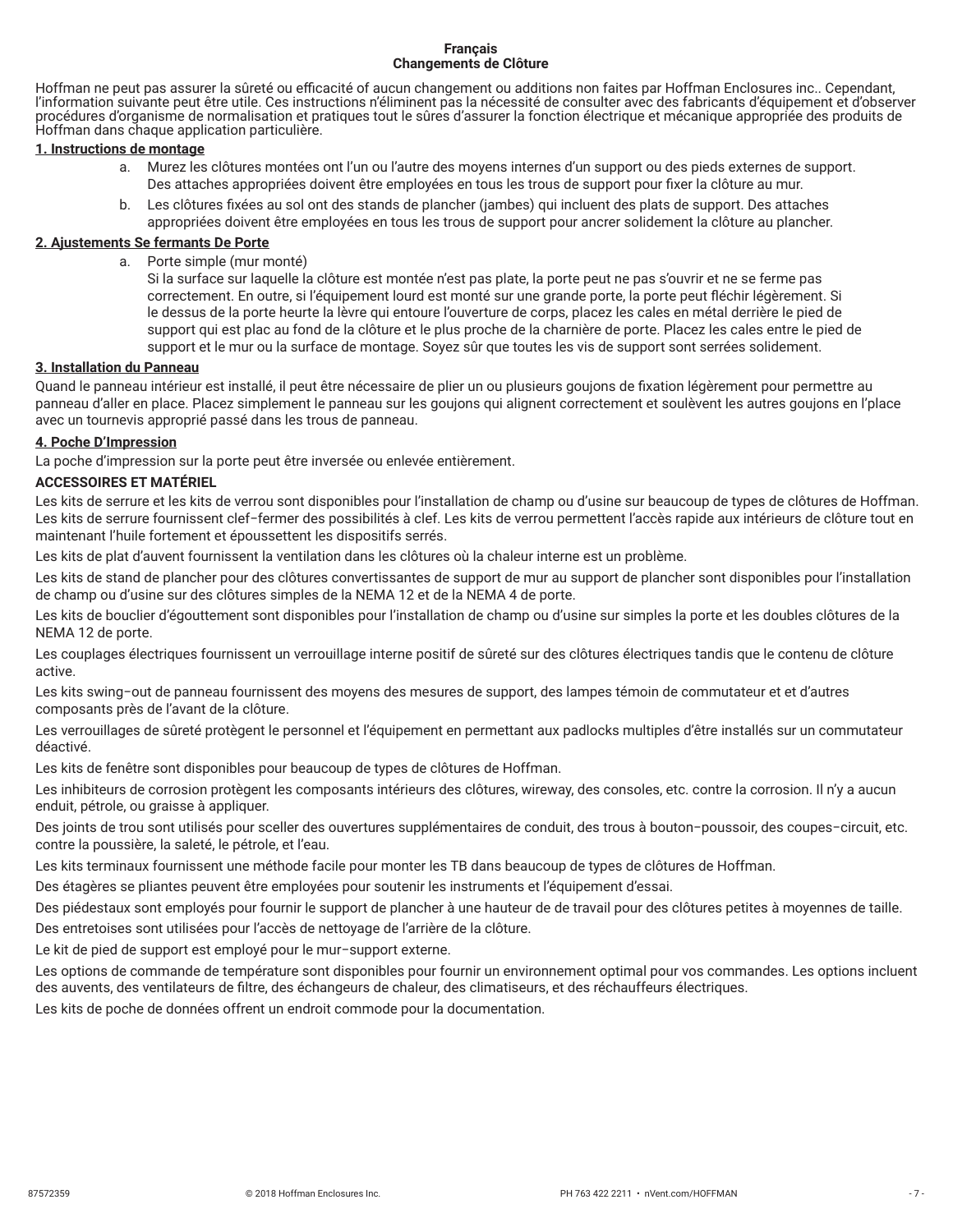**Français**
**Changements de Clôture**

Hoffman ne peut pas assurer la sûreté ou efficacité of aucun changement ou additions non faites par Hoffman Enclosures inc.. Cependant, l'information suivante peut être utile. Ces instructions n'éliminent pas la nécessité de consulter avec des fabricants d'équipement et d'observer procédures d'organisme de normalisation et pratiques tout le sûres d'assurer la fonction électrique et mécanique appropriée des produits de Hoffman dans chaque application particulière.

**1. Instructions de montage**

a. Murez les clôtures montées ont l'un ou l'autre des moyens internes d'un support ou des pieds externes de support. Des attaches appropriées doivent être employées en tous les trous de support pour fixer la clôture au mur.

b. Les clôtures fixées au sol ont des stands de plancher (jambes) qui incluent des plats de support. Des attaches appropriées doivent être employées en tous les trous de support pour ancrer solidement la clôture au plancher.

**2. Ajustements Se fermants De Porte**

a. Porte simple (mur monté)
Si la surface sur laquelle la clôture est montée n'est pas plate, la porte peut ne pas s'ouvrir et ne se ferme pas correctement. En outre, si l'équipement lourd est monté sur une grande porte, la porte peut fléchir légèrement. Si le dessus de la porte heurte la lèvre qui entoure l'ouverture de corps, placez les cales en métal derrière le pied de support qui est plac au fond de la clôture et le plus proche de la charnière de porte. Placez les cales entre le pied de support et le mur ou la surface de montage. Soyez sûr que toutes les vis de support sont serrées solidement.

**3. Installation du Panneau**

Quand le panneau intérieur est installé, il peut être nécessaire de plier un ou plusieurs goujons de fixation légèrement pour permettre au panneau d'aller en place. Placez simplement le panneau sur les goujons qui alignent correctement et soulèvent les autres goujons en l'place avec un tournevis approprié passé dans les trous de panneau.

**4. Poche D'Impression**

La poche d'impression sur la porte peut être inversée ou enlevée entièrement.

**ACCESSOIRES ET MATÉRIEL**

Les kits de serrure et les kits de verrou sont disponibles pour l'installation de champ ou d'usine sur beaucoup de types de clôtures de Hoffman. Les kits de serrure fournissent clef–fermer des possibilités à clef. Les kits de verrou permettent l'accès rapide aux intérieurs de clôture tout en maintenant l'huile fortement et époussettent les dispositifs serrés.

Les kits de plat d'auvent fournissent la ventilation dans les clôtures où la chaleur interne est un problème.

Les kits de stand de plancher pour des clôtures convertissantes de support de mur au support de plancher sont disponibles pour l'installation de champ ou d'usine sur des clôtures simples de la NEMA 12 et de la NEMA 4 de porte.

Les kits de bouclier d'égouttement sont disponibles pour l'installation de champ ou d'usine sur simples la porte et les doubles clôtures de la NEMA 12 de porte.

Les couplages électriques fournissent un verrouillage interne positif de sûreté sur des clôtures électriques tandis que le contenu de clôture active.

Les kits swing–out de panneau fournissent des moyens des mesures de support, des lampes témoin de commutateur et et d'autres composants près de l'avant de la clôture.

Les verrouillages de sûreté protègent le personnel et l'équipement en permettant aux padlocks multiples d'être installés sur un commutateur déactivé.

Les kits de fenêtre sont disponibles pour beaucoup de types de clôtures de Hoffman.

Les inhibiteurs de corrosion protègent les composants intérieurs des clôtures, wireway, des consoles, etc. contre la corrosion. Il n'y a aucun enduit, pétrole, ou graisse à appliquer.

Des joints de trou sont utilisés pour sceller des ouvertures supplémentaires de conduit, des trous à bouton–poussoir, des coupes–circuit, etc. contre la poussière, la saleté, le pétrole, et l'eau.

Les kits terminaux fournissent une méthode facile pour monter les TB dans beaucoup de types de clôtures de Hoffman.

Des étagères se pliantes peuvent être employées pour soutenir les instruments et l'équipement d'essai.

Des piédestaux sont employés pour fournir le support de plancher à une hauteur de de travail pour des clôtures petites à moyennes de taille.

Des entretoises sont utilisées pour l'accès de nettoyage de l'arrière de la clôture.

Le kit de pied de support est employé pour le mur–support externe.

Les options de commande de température sont disponibles pour fournir un environnement optimal pour vos commandes. Les options incluent des auvents, des ventilateurs de filtre, des échangeurs de chaleur, des climatiseurs, et des réchauffeurs électriques.

Les kits de poche de données offrent un endroit commode pour la documentation.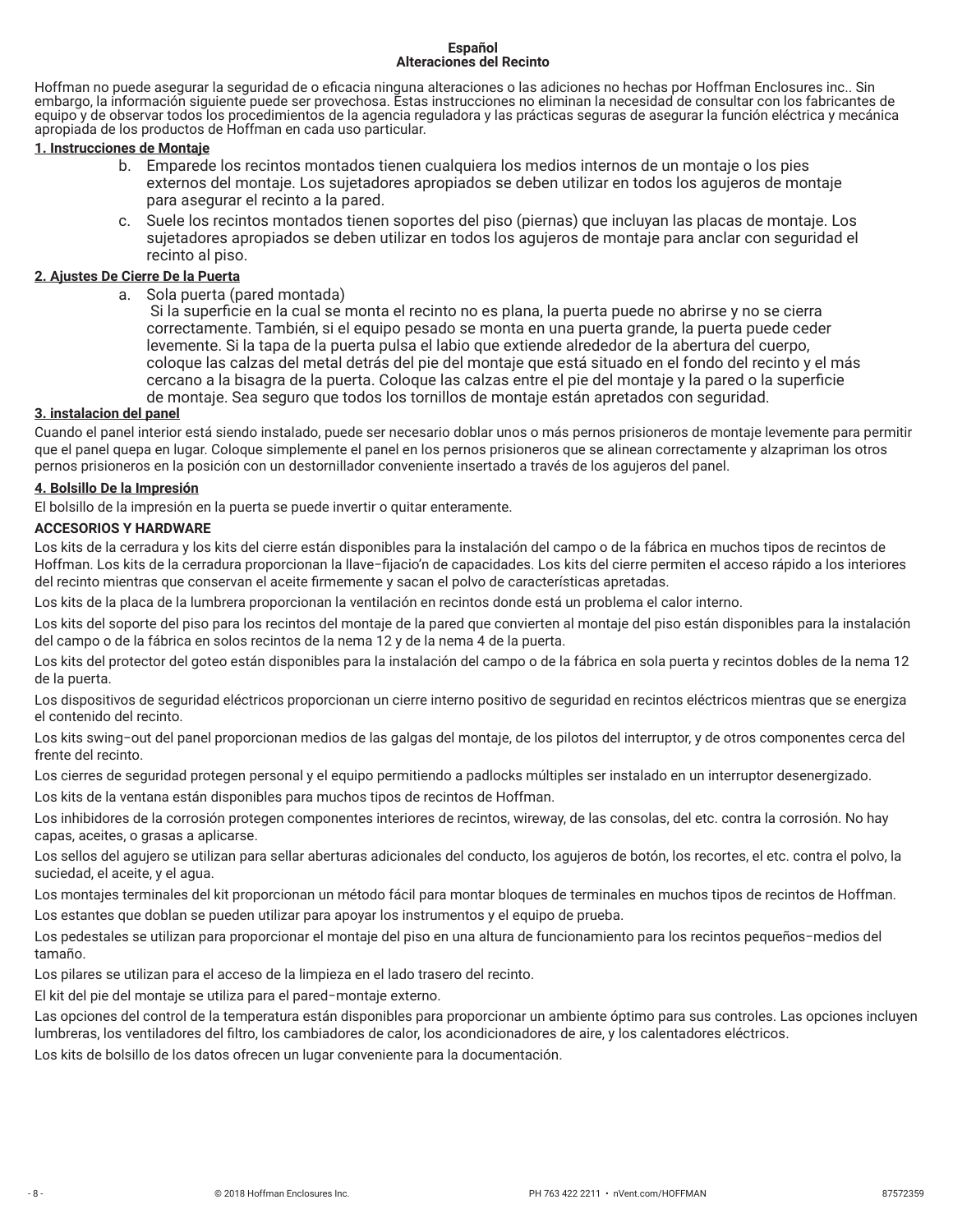## Español
## Alteraciones del Recinto

Hoffman no puede asegurar la seguridad de o eficacia ninguna alteraciones o las adiciones no hechas por Hoffman Enclosures inc.. Sin embargo, la información siguiente puede ser provechosa. Estas instrucciones no eliminan la necesidad de consultar con los fabricantes de equipo y de observar todos los procedimientos de la agencia reguladora y las prácticas seguras de asegurar la función eléctrica y mecánica apropiada de los productos de Hoffman en cada uso particular.

**1. Instrucciones de Montaje**

b. Emparede los recintos montados tienen cualquiera los medios internos de un montaje o los pies externos del montaje. Los sujetadores apropiados se deben utilizar en todos los agujeros de montaje para asegurar el recinto a la pared.

c. Suele los recintos montados tienen soportes del piso (piernas) que incluyan las placas de montaje. Los sujetadores apropiados se deben utilizar en todos los agujeros de montaje para anclar con seguridad el recinto al piso.

**2. Ajustes De Cierre De la Puerta**

a. Sola puerta (pared montada)
Si la superficie en la cual se monta el recinto no es plana, la puerta puede no abrirse y no se cierra correctamente. También, si el equipo pesado se monta en una puerta grande, la puerta puede ceder levemente. Si la tapa de la puerta pulsa el labio que extiende alrededor de la abertura del cuerpo, coloque las calzas del metal detrás del pie del montaje que está situado en el fondo del recinto y el más cercano a la bisagra de la puerta. Coloque las calzas entre el pie del montaje y la pared o la superficie de montaje. Sea seguro que todos los tornillos de montaje están apretados con seguridad.

**3. instalacion del panel**

Cuando el panel interior está siendo instalado, puede ser necesario doblar unos o más pernos prisioneros de montaje levemente para permitir que el panel quepa en lugar. Coloque simplemente el panel en los pernos prisioneros que se alinean correctamente y alzapriman los otros pernos prisioneros en la posición con un destornillador conveniente insertado a través de los agujeros del panel.

**4. Bolsillo De la Impresión**

El bolsillo de la impresión en la puerta se puede invertir o quitar enteramente.

**ACCESORIOS Y HARDWARE**

Los kits de la cerradura y los kits del cierre están disponibles para la instalación del campo o de la fábrica en muchos tipos de recintos de Hoffman. Los kits de la cerradura proporcionan la llave–fijacio'n de capacidades. Los kits del cierre permiten el acceso rápido a los interiores del recinto mientras que conservan el aceite firmemente y sacan el polvo de características apretadas.

Los kits de la placa de la lumbrera proporcionan la ventilación en recintos donde está un problema el calor interno.

Los kits del soporte del piso para los recintos del montaje de la pared que convierten al montaje del piso están disponibles para la instalación del campo o de la fábrica en solos recintos de la nema 12 y de la nema 4 de la puerta.

Los kits del protector del goteo están disponibles para la instalación del campo o de la fábrica en sola puerta y recintos dobles de la nema 12 de la puerta.

Los dispositivos de seguridad eléctricos proporcionan un cierre interno positivo de seguridad en recintos eléctricos mientras que se energiza el contenido del recinto.

Los kits swing–out del panel proporcionan medios de las galgas del montaje, de los pilotos del interruptor, y de otros componentes cerca del frente del recinto.

Los cierres de seguridad protegen personal y el equipo permitiendo a padlocks múltiples ser instalado en un interruptor desenergizado.

Los kits de la ventana están disponibles para muchos tipos de recintos de Hoffman.

Los inhibidores de la corrosión protegen componentes interiores de recintos, wireway, de las consolas, del etc. contra la corrosión. No hay capas, aceites, o grasas a aplicarse.

Los sellos del agujero se utilizan para sellar aberturas adicionales del conducto, los agujeros de botón, los recortes, el etc. contra el polvo, la suciedad, el aceite, y el agua.

Los montajes terminales del kit proporcionan un método fácil para montar bloques de terminales en muchos tipos de recintos de Hoffman.

Los estantes que doblan se pueden utilizar para apoyar los instrumentos y el equipo de prueba.

Los pedestales se utilizan para proporcionar el montaje del piso en una altura de funcionamiento para los recintos pequeños–medios del tamaño.

Los pilares se utilizan para el acceso de la limpieza en el lado trasero del recinto.

El kit del pie del montaje se utiliza para el pared–montaje externo.

Las opciones del control de la temperatura están disponibles para proporcionar un ambiente óptimo para sus controles. Las opciones incluyen lumbreras, los ventiladores del filtro, los cambiadores de calor, los acondicionadores de aire, y los calentadores eléctricos.

Los kits de bolsillo de los datos ofrecen un lugar conveniente para la documentación.